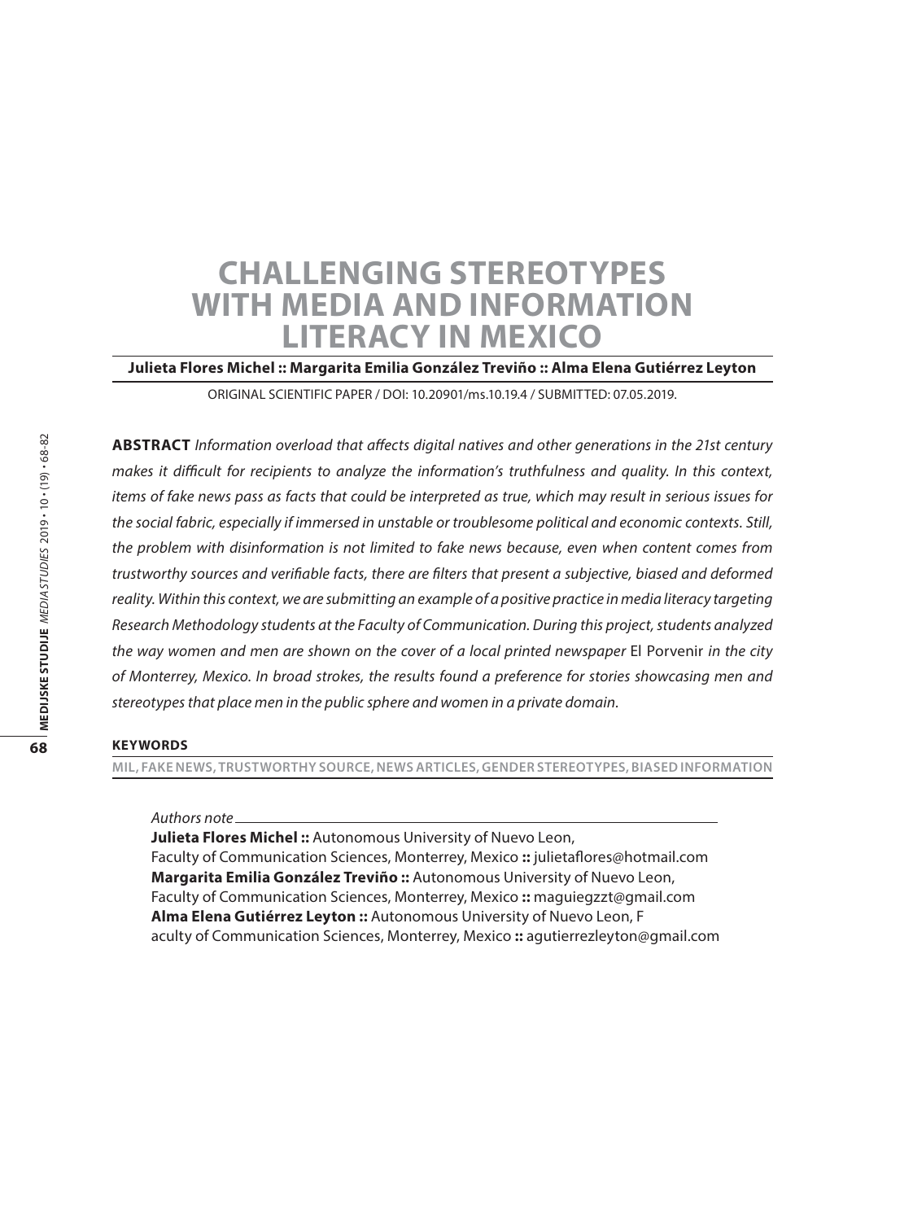# CHALLENGING STEREOTYPES WITH MEDIA AND INFORMATION LITERACY IN MEXICO

**Julieta Flores Michel :: Margarita Emilia González Treviño :: Alma Elena Gutiérrez Leyton**

ORIGINAL SCIENTIFIC PAPER / DOI: 10.20901/ms.10.19.4 / SUBMITTED: 07.05.2019.

**ABSTRACT** *Information overload that affects digital natives and other generations in the 21st century makes it difficult for recipients to analyze the information's truthfulness and quality. In this context, items of fake news pass as facts that could be interpreted as true, which may result in serious issues for the social fabric, especially if immersed in unstable or troublesome political and economic contexts. Still, the problem with disinformation is not limited to fake news because, even when content comes from trustworthy sources and verifiable facts, there are filters that present a subjective, biased and deformed reality. Within this context, we are submitting an example of a positive practice in media literacy targeting Research Methodology students at the Faculty of Communication. During this project, students analyzed the way women and men are shown on the cover of a local printed newspaper* El Porvenir *in the city of Monterrey, Mexico. In broad strokes, the results found a preference for stories showcasing men and stereotypes that place men in the public sphere and women in a private domain.*

**KEYWORDS**

MIL, FAKE NEWS, TRUSTWORTHY SOURCE, NEWS ARTICLES, GENDER STEREOTYPES, BIASED INFORMATION

*Authors note*

**Julieta Flores Michel ::** Autonomous University of Nuevo Leon, Faculty of Communication Sciences, Monterrey, Mexico **::** julietaflores@hotmail.com
**Margarita Emilia González Treviño ::** Autonomous University of Nuevo Leon, Faculty of Communication Sciences, Monterrey, Mexico **::** maguiegzzt@gmail.com
**Alma Elena Gutiérrez Leyton ::** Autonomous University of Nuevo Leon, Faculty of Communication Sciences, Monterrey, Mexico **::** agutierrezleyton@gmail.com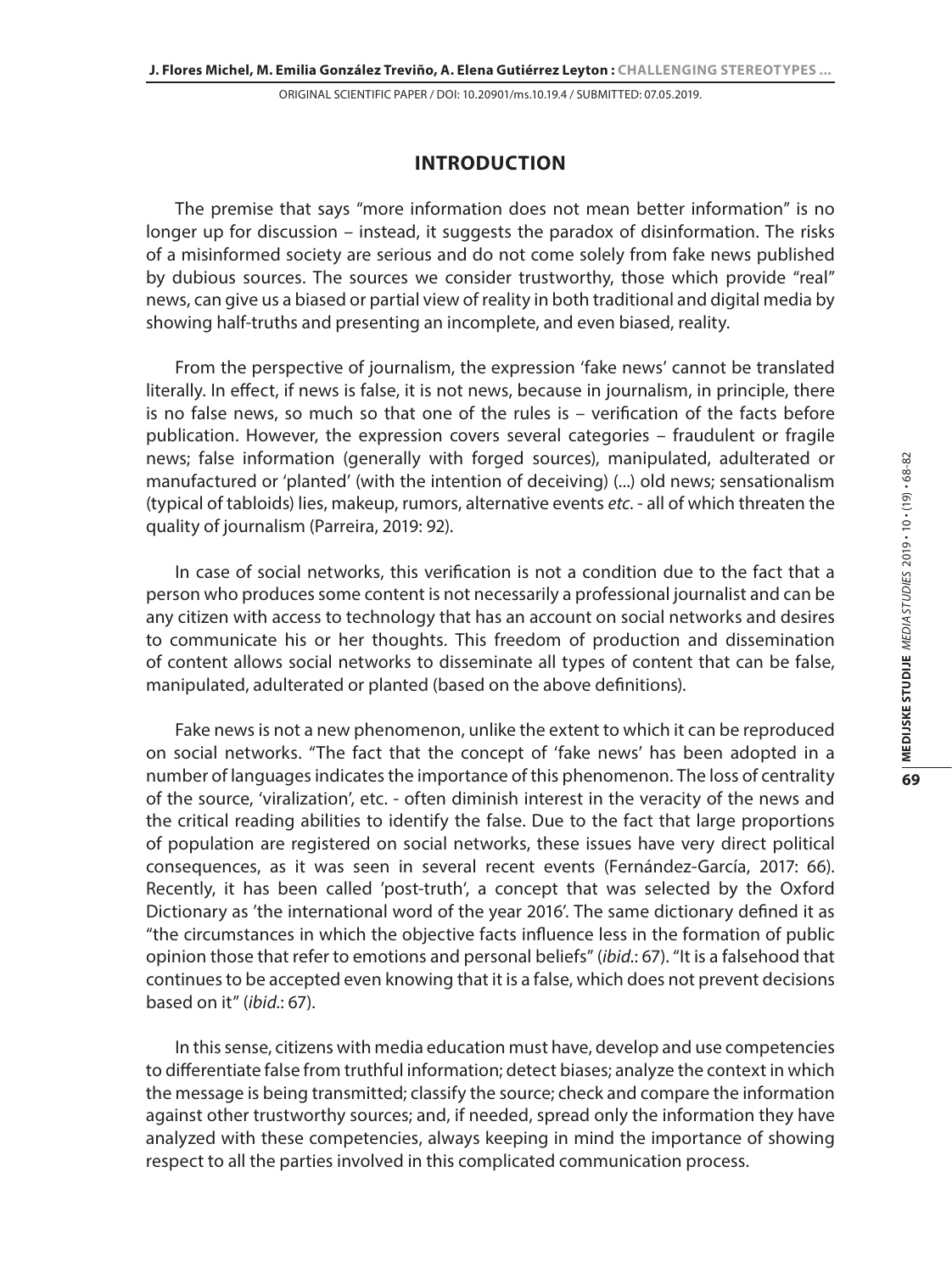## INTRODUCTION

The premise that says "more information does not mean better information" is no longer up for discussion – instead, it suggests the paradox of disinformation. The risks of a misinformed society are serious and do not come solely from fake news published by dubious sources. The sources we consider trustworthy, those which provide "real" news, can give us a biased or partial view of reality in both traditional and digital media by showing half-truths and presenting an incomplete, and even biased, reality.

From the perspective of journalism, the expression 'fake news' cannot be translated literally. In effect, if news is false, it is not news, because in journalism, in principle, there is no false news, so much so that one of the rules is – verification of the facts before publication. However, the expression covers several categories – fraudulent or fragile news; false information (generally with forged sources), manipulated, adulterated or manufactured or 'planted' (with the intention of deceiving) (...) old news; sensationalism (typical of tabloids) lies, makeup, rumors, alternative events *etc.* - all of which threaten the quality of journalism (Parreira, 2019: 92).

In case of social networks, this verification is not a condition due to the fact that a person who produces some content is not necessarily a professional journalist and can be any citizen with access to technology that has an account on social networks and desires to communicate his or her thoughts. This freedom of production and dissemination of content allows social networks to disseminate all types of content that can be false, manipulated, adulterated or planted (based on the above definitions).

Fake news is not a new phenomenon, unlike the extent to which it can be reproduced on social networks. "The fact that the concept of 'fake news' has been adopted in a number of languages indicates the importance of this phenomenon. The loss of centrality of the source, 'viralization', etc. - often diminish interest in the veracity of the news and the critical reading abilities to identify the false. Due to the fact that large proportions of population are registered on social networks, these issues have very direct political consequences, as it was seen in several recent events (Fernández-García, 2017: 66). Recently, it has been called 'post-truth', a concept that was selected by the Oxford Dictionary as 'the international word of the year 2016'. The same dictionary defined it as "the circumstances in which the objective facts influence less in the formation of public opinion those that refer to emotions and personal beliefs" (*ibid.*: 67). "It is a falsehood that continues to be accepted even knowing that it is a false, which does not prevent decisions based on it" (*ibid.*: 67).

In this sense, citizens with media education must have, develop and use competencies to differentiate false from truthful information; detect biases; analyze the context in which the message is being transmitted; classify the source; check and compare the information against other trustworthy sources; and, if needed, spread only the information they have analyzed with these competencies, always keeping in mind the importance of showing respect to all the parties involved in this complicated communication process.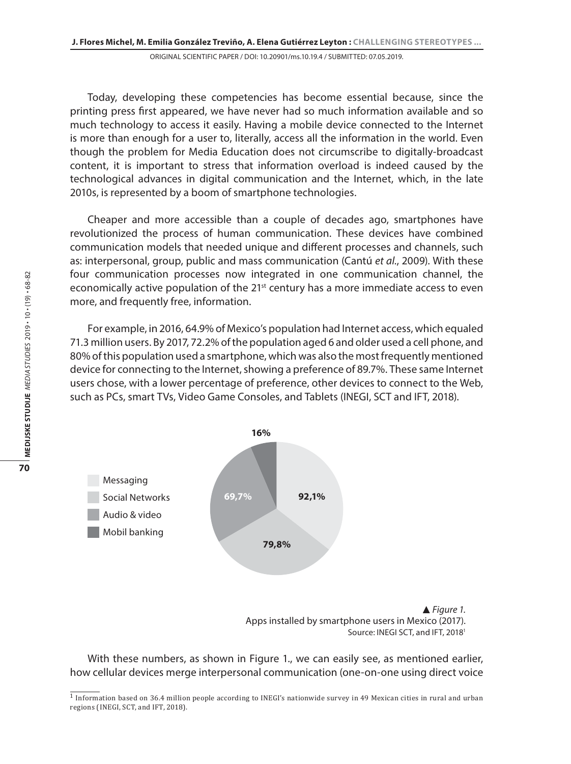Today, developing these competencies has become essential because, since the printing press first appeared, we have never had so much information available and so much technology to access it easily. Having a mobile device connected to the Internet is more than enough for a user to, literally, access all the information in the world. Even though the problem for Media Education does not circumscribe to digitally-broadcast content, it is important to stress that information overload is indeed caused by the technological advances in digital communication and the Internet, which, in the late 2010s, is represented by a boom of smartphone technologies.

Cheaper and more accessible than a couple of decades ago, smartphones have revolutionized the process of human communication. These devices have combined communication models that needed unique and different processes and channels, such as: interpersonal, group, public and mass communication (Cantú *et al*., 2009). With these four communication processes now integrated in one communication channel, the economically active population of the 21st century has a more immediate access to even more, and frequently free, information.

For example, in 2016, 64.9% of Mexico's population had Internet access, which equaled 71.3 million users. By 2017, 72.2% of the population aged 6 and older used a cell phone, and 80% of this population used a smartphone, which was also the most frequently mentioned device for connecting to the Internet, showing a preference of 89.7%. These same Internet users chose, with a lower percentage of preference, other devices to connect to the Web, such as PCs, smart TVs, Video Game Consoles, and Tablets (INEGI, SCT and IFT, 2018).

| App | Percentage |
| --- | --- |
| Messaging | 92,1% |
| Social Networks | 79,8% |
| Audio & video | 69,7% |
| Mobil banking | 16% |

▲ *Figure 1.*
Apps installed by smartphone users in Mexico (2017).
Source: INEGI SCT, and IFT, 2018[1]

With these numbers, as shown in Figure 1., we can easily see, as mentioned earlier, how cellular devices merge interpersonal communication (one-on-one using direct voice

[1] Information based on 36.4 million people according to INEGI's nationwide survey in 49 Mexican cities in rural and urban regions (INEGI, SCT, and IFT, 2018).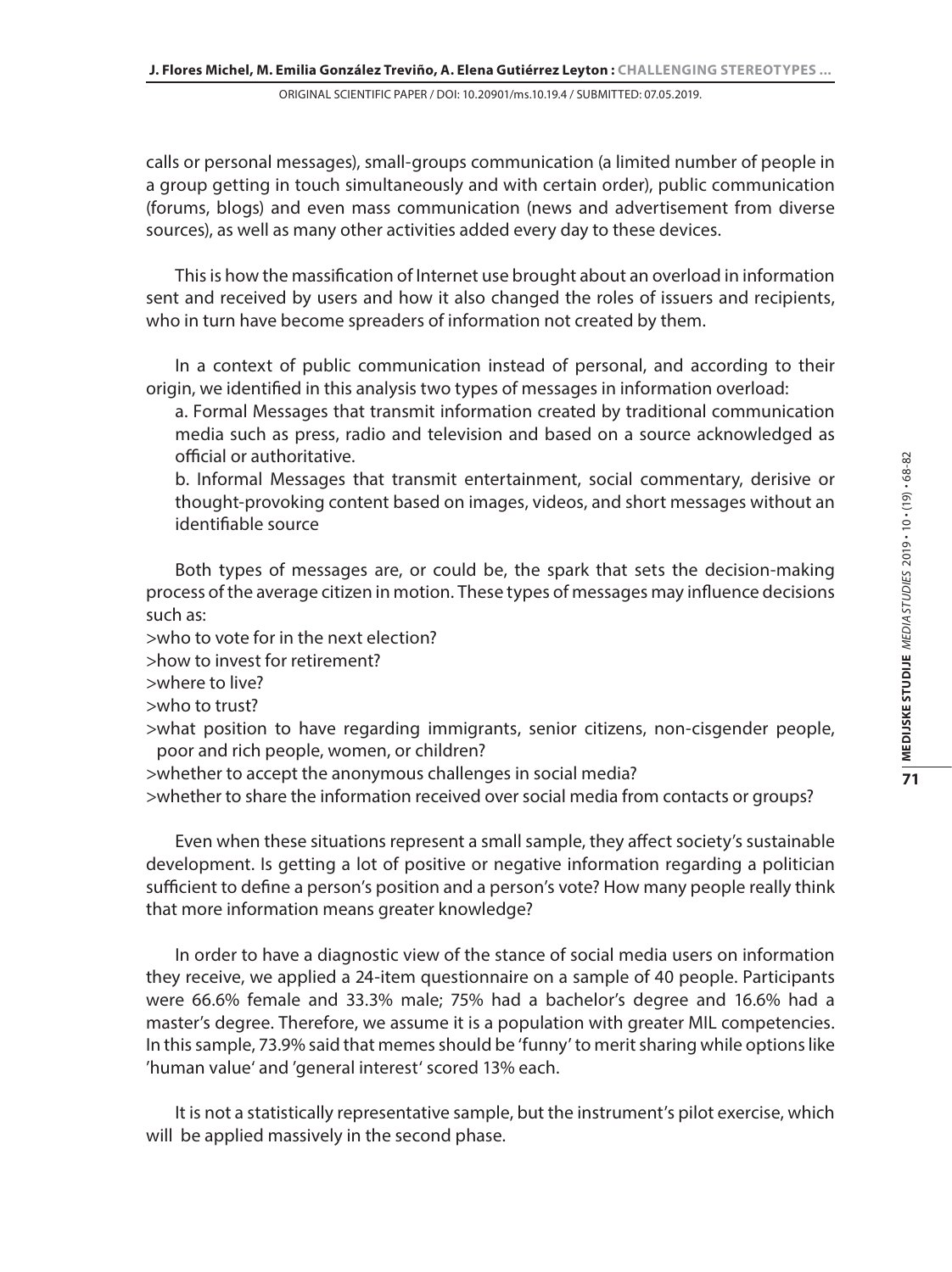calls or personal messages), small-groups communication (a limited number of people in a group getting in touch simultaneously and with certain order), public communication (forums, blogs) and even mass communication (news and advertisement from diverse sources), as well as many other activities added every day to these devices.

This is how the massification of Internet use brought about an overload in information sent and received by users and how it also changed the roles of issuers and recipients, who in turn have become spreaders of information not created by them.

In a context of public communication instead of personal, and according to their origin, we identified in this analysis two types of messages in information overload:

a. Formal Messages that transmit information created by traditional communication media such as press, radio and television and based on a source acknowledged as official or authoritative.

b. Informal Messages that transmit entertainment, social commentary, derisive or thought-provoking content based on images, videos, and short messages without an identifiable source

Both types of messages are, or could be, the spark that sets the decision-making process of the average citizen in motion. These types of messages may influence decisions such as:

>who to vote for in the next election?
>how to invest for retirement?
>where to live?
>who to trust?
>what position to have regarding immigrants, senior citizens, non-cisgender people, poor and rich people, women, or children?
>whether to accept the anonymous challenges in social media?
>whether to share the information received over social media from contacts or groups?

Even when these situations represent a small sample, they affect society's sustainable development. Is getting a lot of positive or negative information regarding a politician sufficient to define a person's position and a person's vote? How many people really think that more information means greater knowledge?

In order to have a diagnostic view of the stance of social media users on information they receive, we applied a 24-item questionnaire on a sample of 40 people. Participants were 66.6% female and 33.3% male; 75% had a bachelor's degree and 16.6% had a master's degree. Therefore, we assume it is a population with greater MIL competencies. In this sample, 73.9% said that memes should be 'funny' to merit sharing while options like 'human value' and 'general interest' scored 13% each.

It is not a statistically representative sample, but the instrument's pilot exercise, which will be applied massively in the second phase.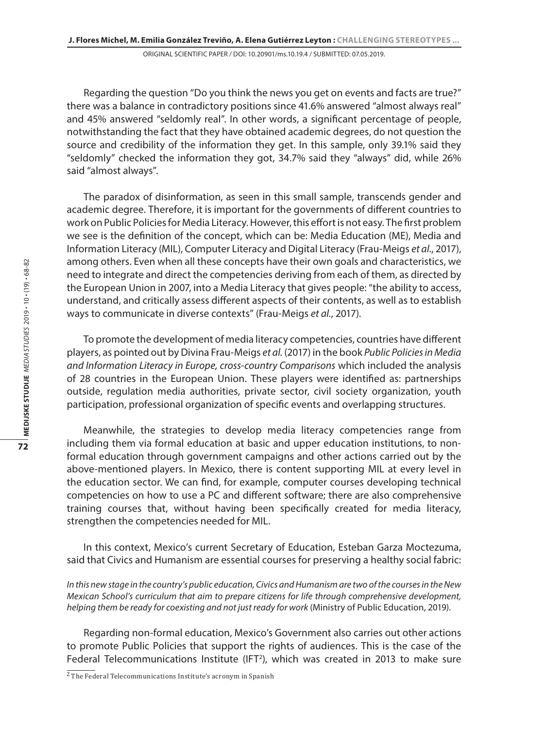Regarding the question "Do you think the news you get on events and facts are true?" there was a balance in contradictory positions since 41.6% answered "almost always real" and 45% answered "seldomly real". In other words, a significant percentage of people, notwithstanding the fact that they have obtained academic degrees, do not question the source and credibility of the information they get. In this sample, only 39.1% said they "seldomly" checked the information they got, 34.7% said they "always" did, while 26% said "almost always".

The paradox of disinformation, as seen in this small sample, transcends gender and academic degree. Therefore, it is important for the governments of different countries to work on Public Policies for Media Literacy. However, this effort is not easy. The first problem we see is the definition of the concept, which can be: Media Education (ME), Media and Information Literacy (MIL), Computer Literacy and Digital Literacy (Frau-Meigs *et al.*, 2017), among others. Even when all these concepts have their own goals and characteristics, we need to integrate and direct the competencies deriving from each of them, as directed by the European Union in 2007, into a Media Literacy that gives people: "the ability to access, understand, and critically assess different aspects of their contents, as well as to establish ways to communicate in diverse contexts" (Frau-Meigs *et al.*, 2017).

To promote the development of media literacy competencies, countries have different players, as pointed out by Divina Frau-Meigs *et al.* (2017) in the book *Public Policies in Media and Information Literacy in Europe, cross-country Comparisons* which included the analysis of 28 countries in the European Union. These players were identified as: partnerships outside, regulation media authorities, private sector, civil society organization, youth participation, professional organization of specific events and overlapping structures.

Meanwhile, the strategies to develop media literacy competencies range from including them via formal education at basic and upper education institutions, to non-formal education through government campaigns and other actions carried out by the above-mentioned players. In Mexico, there is content supporting MIL at every level in the education sector. We can find, for example, computer courses developing technical competencies on how to use a PC and different software; there are also comprehensive training courses that, without having been specifically created for media literacy, strengthen the competencies needed for MIL.

In this context, Mexico's current Secretary of Education, Esteban Garza Moctezuma, said that Civics and Humanism are essential courses for preserving a healthy social fabric:

*In this new stage in the country's public education, Civics and Humanism are two of the courses in the New Mexican School's curriculum that aim to prepare citizens for life through comprehensive development, helping them be ready for coexisting and not just ready for work* (Ministry of Public Education, 2019).

Regarding non-formal education, Mexico's Government also carries out other actions to promote Public Policies that support the rights of audiences. This is the case of the Federal Telecommunications Institute (IFT[2]), which was created in 2013 to make sure

[2] The Federal Telecommunications Institute's acronym in Spanish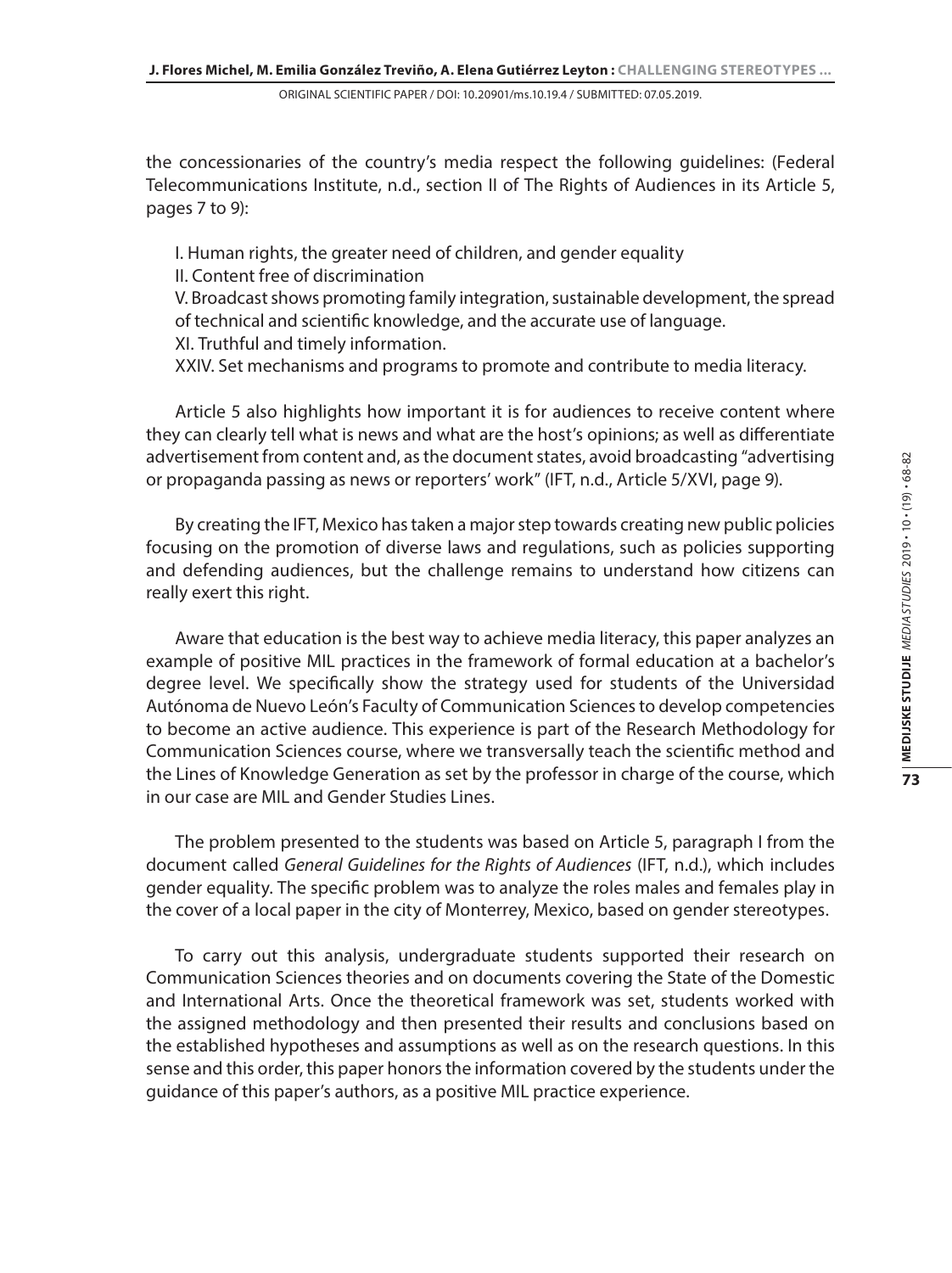the concessionaries of the country's media respect the following guidelines: (Federal Telecommunications Institute, n.d., section II of The Rights of Audiences in its Article 5, pages 7 to 9):

I. Human rights, the greater need of children, and gender equality
II. Content free of discrimination
V. Broadcast shows promoting family integration, sustainable development, the spread of technical and scientific knowledge, and the accurate use of language.
XI. Truthful and timely information.
XXIV. Set mechanisms and programs to promote and contribute to media literacy.

Article 5 also highlights how important it is for audiences to receive content where they can clearly tell what is news and what are the host's opinions; as well as differentiate advertisement from content and, as the document states, avoid broadcasting "advertising or propaganda passing as news or reporters' work" (IFT, n.d., Article 5/XVI, page 9).

By creating the IFT, Mexico has taken a major step towards creating new public policies focusing on the promotion of diverse laws and regulations, such as policies supporting and defending audiences, but the challenge remains to understand how citizens can really exert this right.

Aware that education is the best way to achieve media literacy, this paper analyzes an example of positive MIL practices in the framework of formal education at a bachelor's degree level. We specifically show the strategy used for students of the Universidad Autónoma de Nuevo León's Faculty of Communication Sciences to develop competencies to become an active audience. This experience is part of the Research Methodology for Communication Sciences course, where we transversally teach the scientific method and the Lines of Knowledge Generation as set by the professor in charge of the course, which in our case are MIL and Gender Studies Lines.

The problem presented to the students was based on Article 5, paragraph I from the document called *General Guidelines for the Rights of Audiences* (IFT, n.d.), which includes gender equality. The specific problem was to analyze the roles males and females play in the cover of a local paper in the city of Monterrey, Mexico, based on gender stereotypes.

To carry out this analysis, undergraduate students supported their research on Communication Sciences theories and on documents covering the State of the Domestic and International Arts. Once the theoretical framework was set, students worked with the assigned methodology and then presented their results and conclusions based on the established hypotheses and assumptions as well as on the research questions. In this sense and this order, this paper honors the information covered by the students under the guidance of this paper's authors, as a positive MIL practice experience.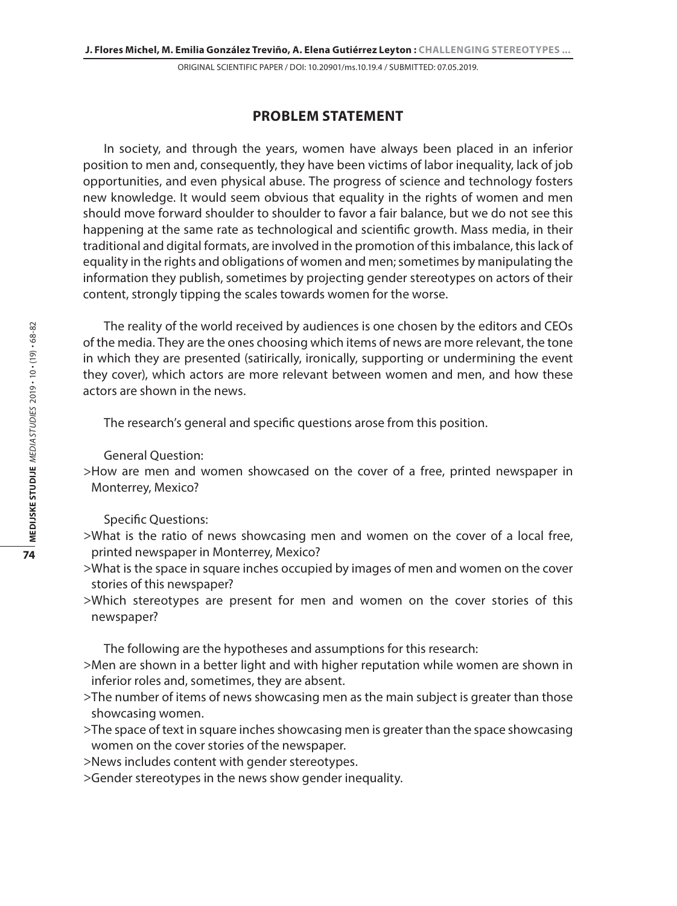## PROBLEM STATEMENT

In society, and through the years, women have always been placed in an inferior position to men and, consequently, they have been victims of labor inequality, lack of job opportunities, and even physical abuse. The progress of science and technology fosters new knowledge. It would seem obvious that equality in the rights of women and men should move forward shoulder to shoulder to favor a fair balance, but we do not see this happening at the same rate as technological and scientific growth. Mass media, in their traditional and digital formats, are involved in the promotion of this imbalance, this lack of equality in the rights and obligations of women and men; sometimes by manipulating the information they publish, sometimes by projecting gender stereotypes on actors of their content, strongly tipping the scales towards women for the worse.

The reality of the world received by audiences is one chosen by the editors and CEOs of the media. They are the ones choosing which items of news are more relevant, the tone in which they are presented (satirically, ironically, supporting or undermining the event they cover), which actors are more relevant between women and men, and how these actors are shown in the news.

The research's general and specific questions arose from this position.

General Question:

>How are men and women showcased on the cover of a free, printed newspaper in Monterrey, Mexico?

Specific Questions:

>What is the ratio of news showcasing men and women on the cover of a local free, printed newspaper in Monterrey, Mexico?

>What is the space in square inches occupied by images of men and women on the cover stories of this newspaper?

>Which stereotypes are present for men and women on the cover stories of this newspaper?

The following are the hypotheses and assumptions for this research:

>Men are shown in a better light and with higher reputation while women are shown in inferior roles and, sometimes, they are absent.

>The number of items of news showcasing men as the main subject is greater than those showcasing women.

>The space of text in square inches showcasing men is greater than the space showcasing women on the cover stories of the newspaper.

>News includes content with gender stereotypes.

>Gender stereotypes in the news show gender inequality.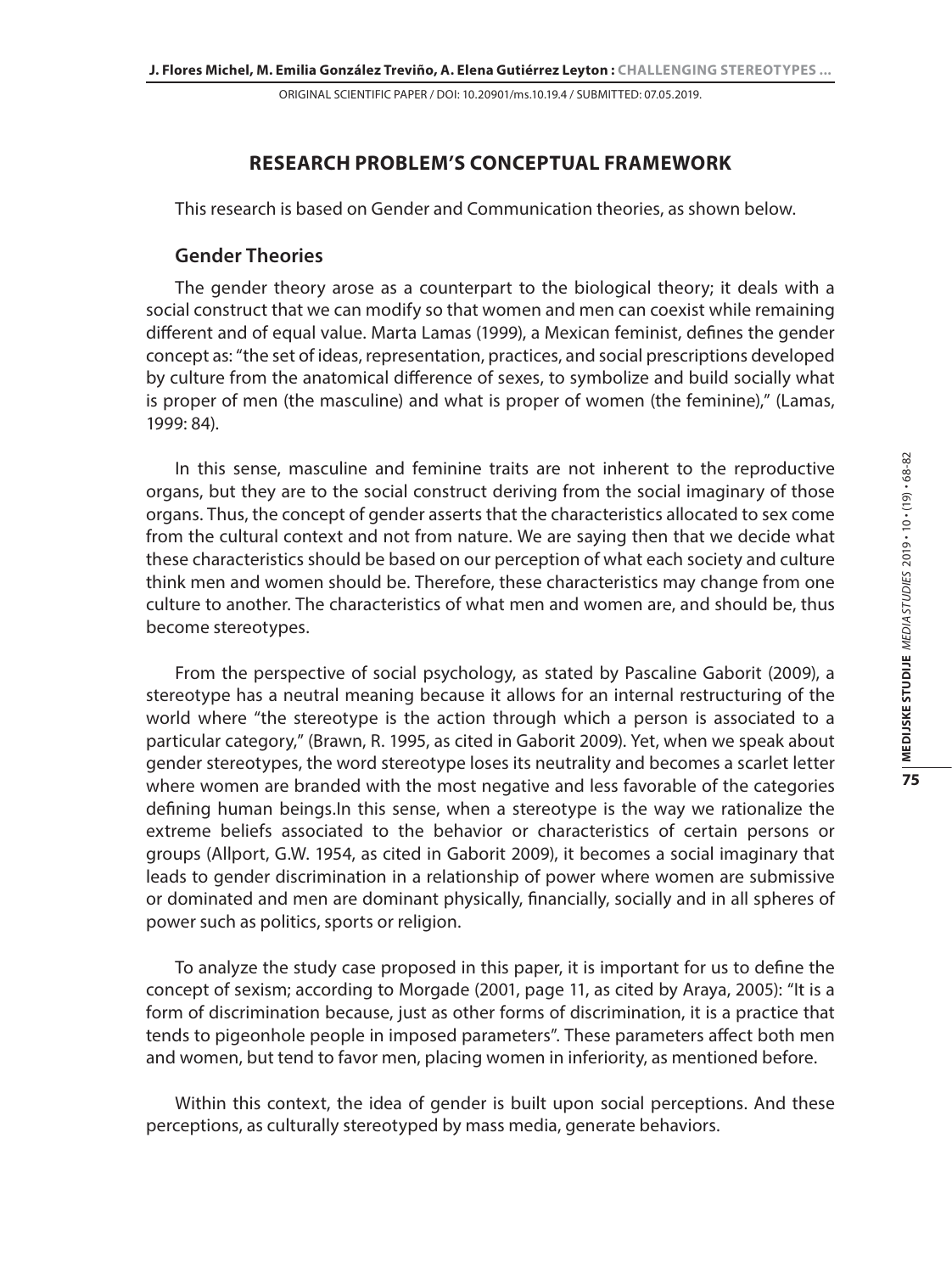## RESEARCH PROBLEM'S CONCEPTUAL FRAMEWORK

This research is based on Gender and Communication theories, as shown below.

### Gender Theories

The gender theory arose as a counterpart to the biological theory; it deals with a social construct that we can modify so that women and men can coexist while remaining different and of equal value. Marta Lamas (1999), a Mexican feminist, defines the gender concept as: "the set of ideas, representation, practices, and social prescriptions developed by culture from the anatomical difference of sexes, to symbolize and build socially what is proper of men (the masculine) and what is proper of women (the feminine)," (Lamas, 1999: 84).

In this sense, masculine and feminine traits are not inherent to the reproductive organs, but they are to the social construct deriving from the social imaginary of those organs. Thus, the concept of gender asserts that the characteristics allocated to sex come from the cultural context and not from nature. We are saying then that we decide what these characteristics should be based on our perception of what each society and culture think men and women should be. Therefore, these characteristics may change from one culture to another. The characteristics of what men and women are, and should be, thus become stereotypes.

From the perspective of social psychology, as stated by Pascaline Gaborit (2009), a stereotype has a neutral meaning because it allows for an internal restructuring of the world where "the stereotype is the action through which a person is associated to a particular category," (Brawn, R. 1995, as cited in Gaborit 2009). Yet, when we speak about gender stereotypes, the word stereotype loses its neutrality and becomes a scarlet letter where women are branded with the most negative and less favorable of the categories defining human beings.In this sense, when a stereotype is the way we rationalize the extreme beliefs associated to the behavior or characteristics of certain persons or groups (Allport, G.W. 1954, as cited in Gaborit 2009), it becomes a social imaginary that leads to gender discrimination in a relationship of power where women are submissive or dominated and men are dominant physically, financially, socially and in all spheres of power such as politics, sports or religion.

To analyze the study case proposed in this paper, it is important for us to define the concept of sexism; according to Morgade (2001, page 11, as cited by Araya, 2005): "It is a form of discrimination because, just as other forms of discrimination, it is a practice that tends to pigeonhole people in imposed parameters". These parameters affect both men and women, but tend to favor men, placing women in inferiority, as mentioned before.

Within this context, the idea of gender is built upon social perceptions. And these perceptions, as culturally stereotyped by mass media, generate behaviors.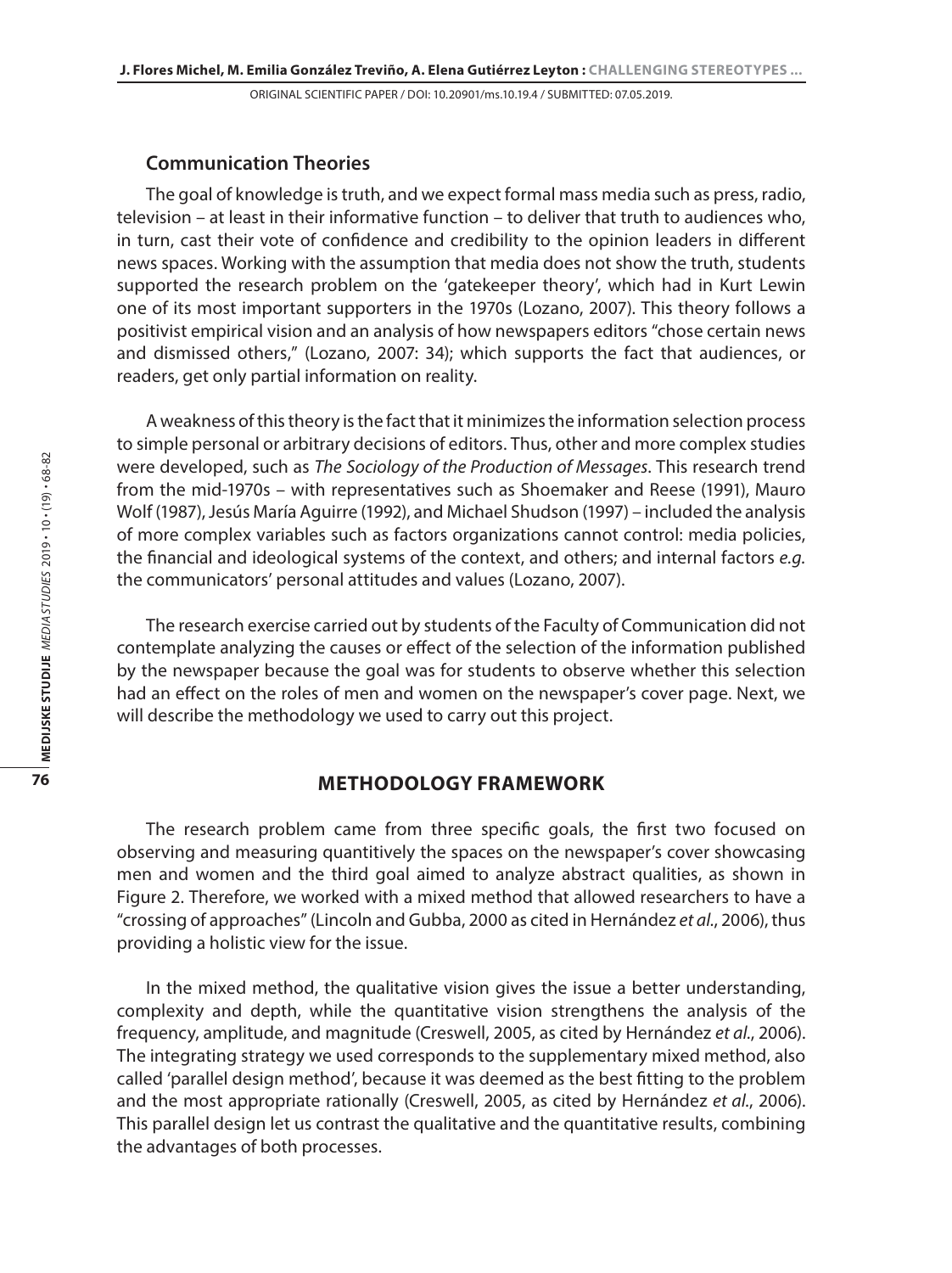## Communication Theories

The goal of knowledge is truth, and we expect formal mass media such as press, radio, television – at least in their informative function – to deliver that truth to audiences who, in turn, cast their vote of confidence and credibility to the opinion leaders in different news spaces. Working with the assumption that media does not show the truth, students supported the research problem on the 'gatekeeper theory', which had in Kurt Lewin one of its most important supporters in the 1970s (Lozano, 2007). This theory follows a positivist empirical vision and an analysis of how newspapers editors "chose certain news and dismissed others," (Lozano, 2007: 34); which supports the fact that audiences, or readers, get only partial information on reality.

A weakness of this theory is the fact that it minimizes the information selection process to simple personal or arbitrary decisions of editors. Thus, other and more complex studies were developed, such as *The Sociology of the Production of Messages*. This research trend from the mid-1970s – with representatives such as Shoemaker and Reese (1991), Mauro Wolf (1987), Jesús María Aguirre (1992), and Michael Shudson (1997) – included the analysis of more complex variables such as factors organizations cannot control: media policies, the financial and ideological systems of the context, and others; and internal factors *e.g.* the communicators' personal attitudes and values (Lozano, 2007).

The research exercise carried out by students of the Faculty of Communication did not contemplate analyzing the causes or effect of the selection of the information published by the newspaper because the goal was for students to observe whether this selection had an effect on the roles of men and women on the newspaper's cover page. Next, we will describe the methodology we used to carry out this project.

## METHODOLOGY FRAMEWORK

The research problem came from three specific goals, the first two focused on observing and measuring quantitively the spaces on the newspaper's cover showcasing men and women and the third goal aimed to analyze abstract qualities, as shown in Figure 2. Therefore, we worked with a mixed method that allowed researchers to have a "crossing of approaches" (Lincoln and Gubba, 2000 as cited in Hernández *et al.*, 2006), thus providing a holistic view for the issue.

In the mixed method, the qualitative vision gives the issue a better understanding, complexity and depth, while the quantitative vision strengthens the analysis of the frequency, amplitude, and magnitude (Creswell, 2005, as cited by Hernández *et al.*, 2006). The integrating strategy we used corresponds to the supplementary mixed method, also called 'parallel design method', because it was deemed as the best fitting to the problem and the most appropriate rationally (Creswell, 2005, as cited by Hernández *et al.*, 2006). This parallel design let us contrast the qualitative and the quantitative results, combining the advantages of both processes.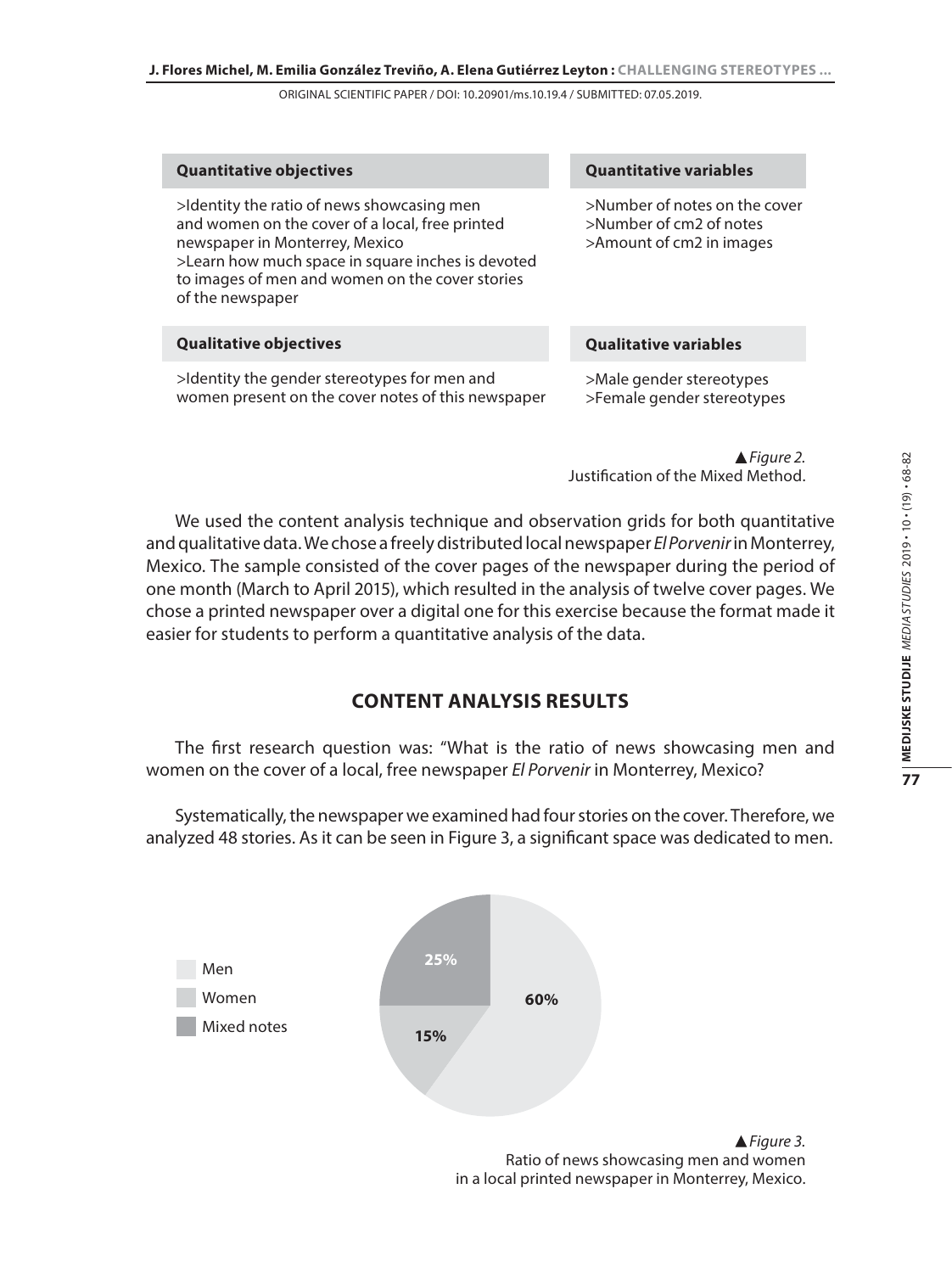| Quantitative objectives | Quantitative variables |
|---|---|
| >Identity the ratio of news showcasing men and women on the cover of a local, free printed newspaper in Monterrey, Mexico<br>>Learn how much space in square inches is devoted to images of men and women on the cover stories of the newspaper | >Number of notes on the cover<br>>Number of cm2 of notes<br>>Amount of cm2 in images |
| **Qualitative objectives** | **Qualitative variables** |
| >Identity the gender stereotypes for men and women present on the cover notes of this newspaper | >Male gender stereotypes<br>>Female gender stereotypes |

▲*Figure 2.*
Justification of the Mixed Method.

We used the content analysis technique and observation grids for both quantitative and qualitative data. We chose a freely distributed local newspaper *El Porvenir* in Monterrey, Mexico. The sample consisted of the cover pages of the newspaper during the period of one month (March to April 2015), which resulted in the analysis of twelve cover pages. We chose a printed newspaper over a digital one for this exercise because the format made it easier for students to perform a quantitative analysis of the data.

## CONTENT ANALYSIS RESULTS

The first research question was: "What is the ratio of news showcasing men and women on the cover of a local, free newspaper *El Porvenir* in Monterrey, Mexico?

Systematically, the newspaper we examined had four stories on the cover. Therefore, we analyzed 48 stories. As it can be seen in Figure 3, a significant space was dedicated to men.

| Category | Percentage |
|---|---|
| Men | 60% |
| Women | 15% |
| Mixed notes | 25% |

▲*Figure 3.*
Ratio of news showcasing men and women in a local printed newspaper in Monterrey, Mexico.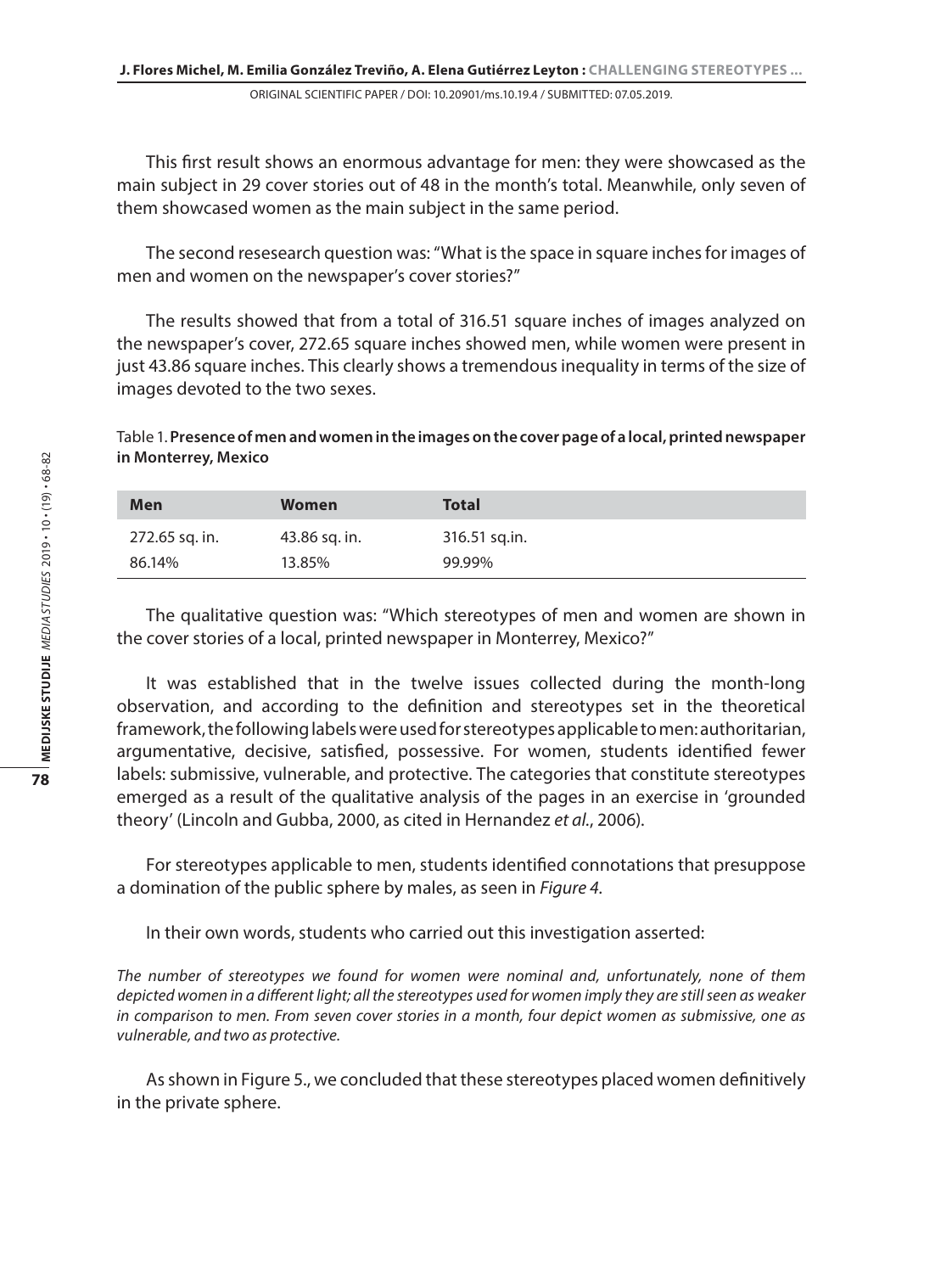This first result shows an enormous advantage for men: they were showcased as the main subject in 29 cover stories out of 48 in the month's total. Meanwhile, only seven of them showcased women as the main subject in the same period.

The second resesearch question was: "What is the space in square inches for images of men and women on the newspaper's cover stories?"

The results showed that from a total of 316.51 square inches of images analyzed on the newspaper's cover, 272.65 square inches showed men, while women were present in just 43.86 square inches. This clearly shows a tremendous inequality in terms of the size of images devoted to the two sexes.

Table 1. **Presence of men and women in the images on the cover page of a local, printed newspaper in Monterrey, Mexico**

| Men | Women | Total |
|---|---|---|
| 272.65 sq. in. | 43.86 sq. in. | 316.51 sq.in. |
| 86.14% | 13.85% | 99.99% |

The qualitative question was: "Which stereotypes of men and women are shown in the cover stories of a local, printed newspaper in Monterrey, Mexico?"

It was established that in the twelve issues collected during the month-long observation, and according to the definition and stereotypes set in the theoretical framework, the following labels were used for stereotypes applicable to men: authoritarian, argumentative, decisive, satisfied, possessive. For women, students identified fewer labels: submissive, vulnerable, and protective. The categories that constitute stereotypes emerged as a result of the qualitative analysis of the pages in an exercise in 'grounded theory' (Lincoln and Gubba, 2000, as cited in Hernandez *et al*., 2006).

For stereotypes applicable to men, students identified connotations that presuppose a domination of the public sphere by males, as seen in *Figure 4.*

In their own words, students who carried out this investigation asserted:

*The number of stereotypes we found for women were nominal and, unfortunately, none of them depicted women in a different light; all the stereotypes used for women imply they are still seen as weaker in comparison to men. From seven cover stories in a month, four depict women as submissive, one as vulnerable, and two as protective.*

As shown in Figure 5., we concluded that these stereotypes placed women definitively in the private sphere.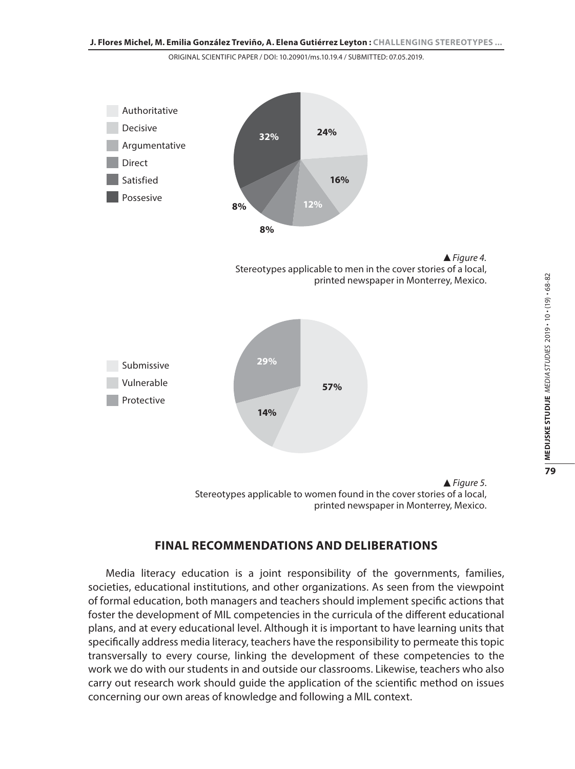Authoritative

Decisive

Argumentative

Direct

Satisfied

Possesive

24%

16%

12%

8%

8%

32%

▲ *Figure 4.*
Stereotypes applicable to men in the cover stories of a local, printed newspaper in Monterrey, Mexico.

Submissive

Vulnerable

Protective

57%

14%

29%

▲ *Figure 5.*
Stereotypes applicable to women found in the cover stories of a local, printed newspaper in Monterrey, Mexico.

## FINAL RECOMMENDATIONS AND DELIBERATIONS

Media literacy education is a joint responsibility of the governments, families, societies, educational institutions, and other organizations. As seen from the viewpoint of formal education, both managers and teachers should implement specific actions that foster the development of MIL competencies in the curricula of the different educational plans, and at every educational level. Although it is important to have learning units that specifically address media literacy, teachers have the responsibility to permeate this topic transversally to every course, linking the development of these competencies to the work we do with our students in and outside our classrooms. Likewise, teachers who also carry out research work should guide the application of the scientific method on issues concerning our own areas of knowledge and following a MIL context.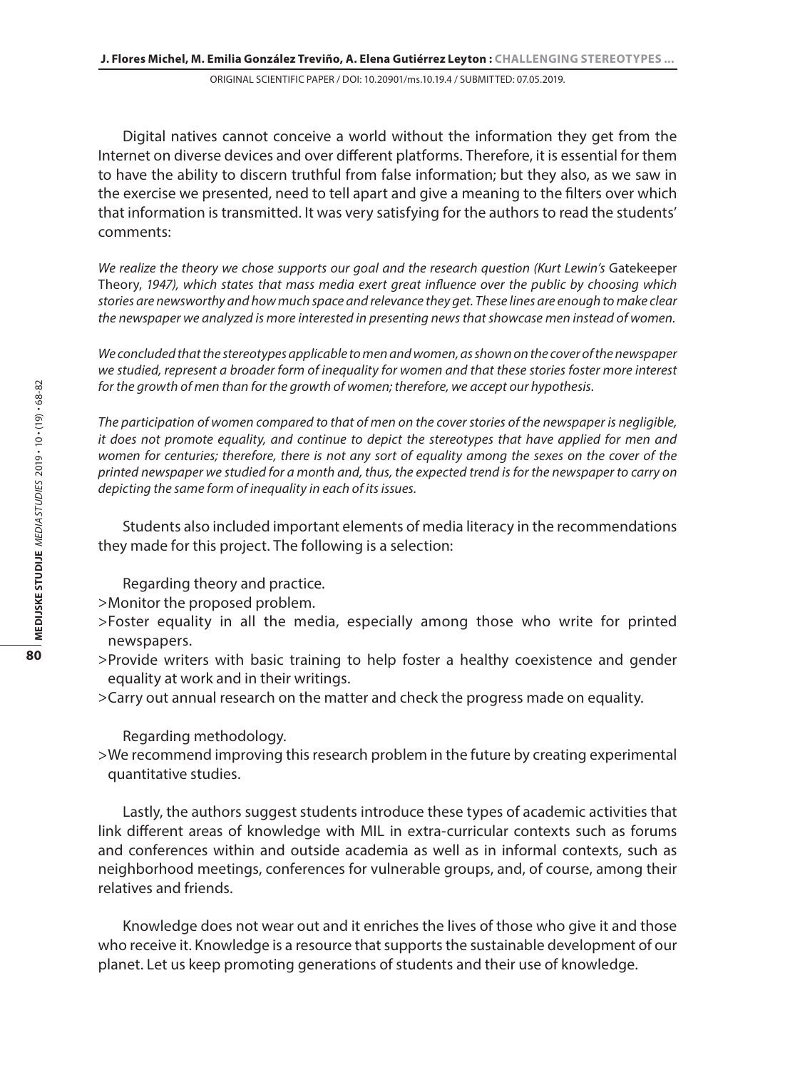Digital natives cannot conceive a world without the information they get from the Internet on diverse devices and over different platforms. Therefore, it is essential for them to have the ability to discern truthful from false information; but they also, as we saw in the exercise we presented, need to tell apart and give a meaning to the filters over which that information is transmitted. It was very satisfying for the authors to read the students' comments:

*We realize the theory we chose supports our goal and the research question (Kurt Lewin's* Gatekeeper Theory*, 1947), which states that mass media exert great influence over the public by choosing which stories are newsworthy and how much space and relevance they get. These lines are enough to make clear the newspaper we analyzed is more interested in presenting news that showcase men instead of women.*

*We concluded that the stereotypes applicable to men and women, as shown on the cover of the newspaper we studied, represent a broader form of inequality for women and that these stories foster more interest for the growth of men than for the growth of women; therefore, we accept our hypothesis.*

*The participation of women compared to that of men on the cover stories of the newspaper is negligible, it does not promote equality, and continue to depict the stereotypes that have applied for men and women for centuries; therefore, there is not any sort of equality among the sexes on the cover of the printed newspaper we studied for a month and, thus, the expected trend is for the newspaper to carry on depicting the same form of inequality in each of its issues.*

Students also included important elements of media literacy in the recommendations they made for this project. The following is a selection:

Regarding theory and practice.

>Monitor the proposed problem.

>Foster equality in all the media, especially among those who write for printed newspapers.

>Provide writers with basic training to help foster a healthy coexistence and gender equality at work and in their writings.

>Carry out annual research on the matter and check the progress made on equality.

Regarding methodology.

>We recommend improving this research problem in the future by creating experimental quantitative studies.

Lastly, the authors suggest students introduce these types of academic activities that link different areas of knowledge with MIL in extra-curricular contexts such as forums and conferences within and outside academia as well as in informal contexts, such as neighborhood meetings, conferences for vulnerable groups, and, of course, among their relatives and friends.

Knowledge does not wear out and it enriches the lives of those who give it and those who receive it. Knowledge is a resource that supports the sustainable development of our planet. Let us keep promoting generations of students and their use of knowledge.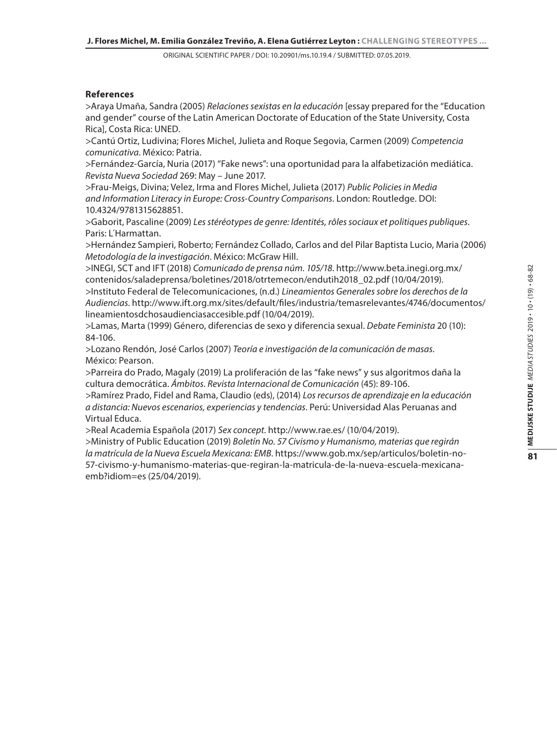**References**

>Araya Umaña, Sandra (2005) *Relaciones sexistas en la educación* [essay prepared for the "Education and gender" course of the Latin American Doctorate of Education of the State University, Costa Rica], Costa Rica: UNED.

>Cantú Ortiz, Ludivina; Flores Michel, Julieta and Roque Segovia, Carmen (2009) *Competencia comunicativa*. México: Patria.

>Fernández-García, Nuria (2017) "Fake news": una oportunidad para la alfabetización mediática. *Revista Nueva Sociedad* 269: May – June 2017.

>Frau-Meigs, Divina; Velez, Irma and Flores Michel, Julieta (2017) *Public Policies in Media and Information Literacy in Europe: Cross-Country Comparisons*. London: Routledge. DOI: 10.4324/9781315628851.

>Gaborit, Pascaline (2009) *Les stéréotypes de genre: Identités, rôles sociaux et politiques publiques*. Paris: L´Harmattan.

>Hernández Sampieri, Roberto; Fernández Collado, Carlos and del Pilar Baptista Lucio, Maria (2006) *Metodología de la investigación*. México: McGraw Hill.

>INEGI, SCT and IFT (2018) *Comunicado de prensa núm. 105/18*. http://www.beta.inegi.org.mx/contenidos/saladeprensa/boletines/2018/otrtemecon/endutih2018_02.pdf (10/04/2019).

>Instituto Federal de Telecomunicaciones, (n.d.) *Lineamientos Generales sobre los derechos de la Audiencias*. http://www.ift.org.mx/sites/default/files/industria/temasrelevantes/4746/documentos/lineamientosdchosaudienciasaccesible.pdf (10/04/2019).

>Lamas, Marta (1999) Género, diferencias de sexo y diferencia sexual. *Debate Feminista* 20 (10): 84-106.

>Lozano Rendón, José Carlos (2007) *Teoría e investigación de la comunicación de masas*. México: Pearson.

>Parreira do Prado, Magaly (2019) La proliferación de las "fake news" y sus algoritmos daña la cultura democrática. *Ámbitos. Revista Internacional de Comunicación* (45): 89-106.

>Ramírez Prado, Fidel and Rama, Claudio (eds), (2014) *Los recursos de aprendizaje en la educación a distancia: Nuevos escenarios, experiencias y tendencias*. Perú: Universidad Alas Peruanas and Virtual Educa.

>Real Academia Española (2017) *Sex concept*. http://www.rae.es/ (10/04/2019).

>Ministry of Public Education (2019) *Boletín No. 57 Civismo y Humanismo, materias que regirán la matrícula de la Nueva Escuela Mexicana: EMB*. https://www.gob.mx/sep/articulos/boletin-no-57-civismo-y-humanismo-materias-que-regiran-la-matricula-de-la-nueva-escuela-mexicana-emb?idiom=es (25/04/2019).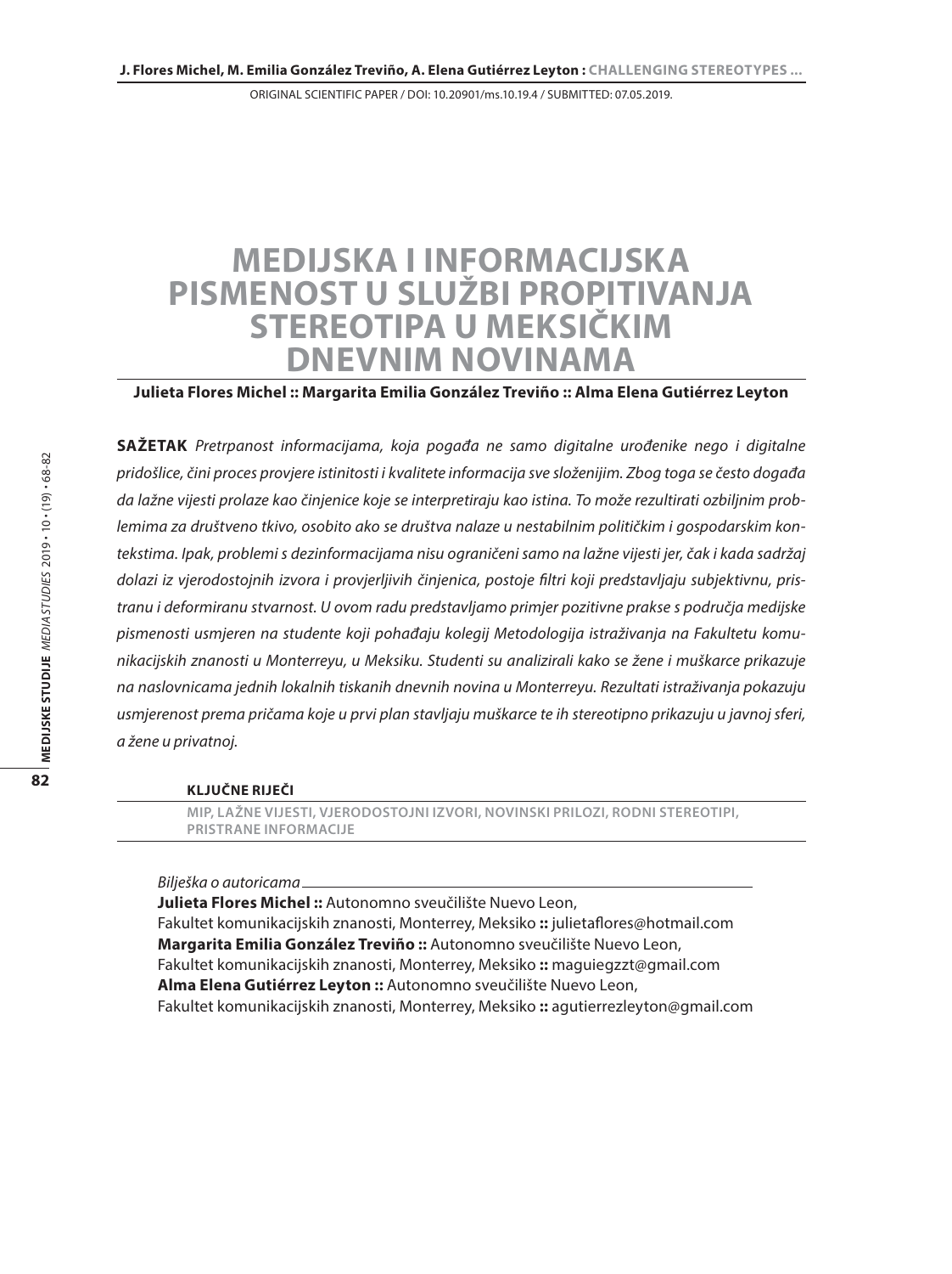ORIGINAL SCIENTIFIC PAPER / DOI: 10.20901/ms.10.19.4 / SUBMITTED: 07.05.2019.

# MEDIJSKA I INFORMACIJSKA PISMENOST U SLUŽBI PROPITIVANJA STEREOTIPA U MEKSIČKIM DNEVNIM NOVINAMA

**Julieta Flores Michel :: Margarita Emilia González Treviño :: Alma Elena Gutiérrez Leyton**

**SAŽETAK** *Pretrpanost informacijama, koja pogađa ne samo digitalne urođenike nego i digitalne pridošlice, čini proces provjere istinitosti i kvalitete informacija sve složenijim. Zbog toga se često događa da lažne vijesti prolaze kao činjenice koje se interpretiraju kao istina. To može rezultirati ozbiljnim problemima za društveno tkivo, osobito ako se društva nalaze u nestabilnim političkim i gospodarskim kontekstima. Ipak, problemi s dezinformacijama nisu ograničeni samo na lažne vijesti jer, čak i kada sadržaj dolazi iz vjerodostojnih izvora i provjerljivih činjenica, postoje filtri koji predstavljaju subjektivnu, pristranu i deformiranu stvarnost. U ovom radu predstavljamo primjer pozitivne prakse s područja medijske pismenosti usmjeren na studente koji pohađaju kolegij Metodologija istraživanja na Fakultetu komunikacijskih znanosti u Monterreyu, u Meksiku. Studenti su analizirali kako se žene i muškarce prikazuje na naslovnicama jednih lokalnih tiskanih dnevnih novina u Monterreyu. Rezultati istraživanja pokazuju usmjerenost prema pričama koje u prvi plan stavljaju muškarce te ih stereotipno prikazuju u javnoj sferi, a žene u privatnoj.*

**KLJUČNE RIJEČI**

MIP, LAŽNE VIJESTI, VJERODOSTOJNI IZVORI, NOVINSKI PRILOZI, RODNI STEREOTIPI, PRISTRANE INFORMACIJE

*Bilješka o autoricama*

**Julieta Flores Michel ::** Autonomno sveučilište Nuevo Leon, Fakultet komunikacijskih znanosti, Monterrey, Meksiko **::** julietaflores@hotmail.com

**Margarita Emilia González Treviño ::** Autonomno sveučilište Nuevo Leon, Fakultet komunikacijskih znanosti, Monterrey, Meksiko **::** maguiegzzt@gmail.com

**Alma Elena Gutiérrez Leyton ::** Autonomno sveučilište Nuevo Leon, Fakultet komunikacijskih znanosti, Monterrey, Meksiko **::** agutierrezleyton@gmail.com